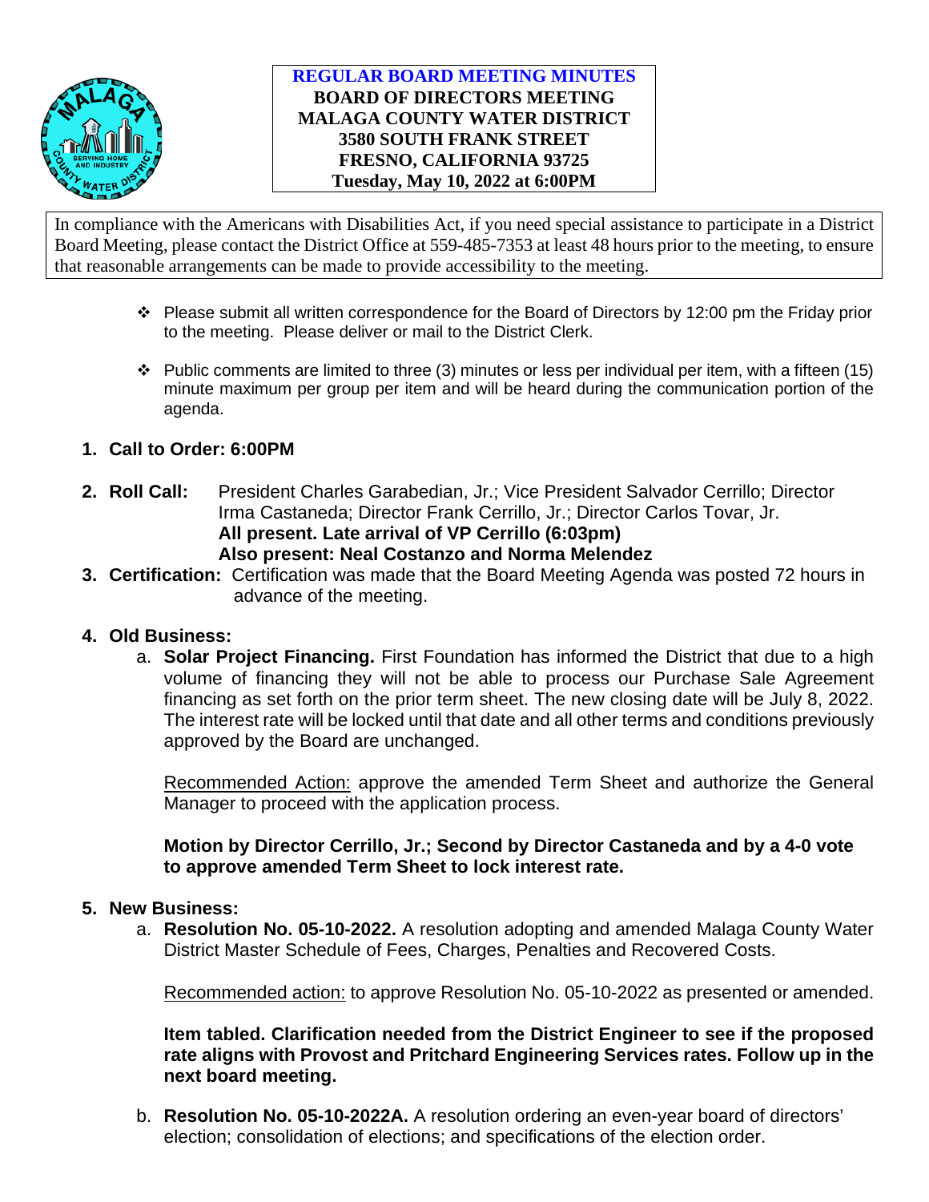# REGULAR BOARD MEETING MINUTES

**BOARD OF DIRECTORS MEETING**
**MALAGA COUNTY WATER DISTRICT**
**3580 SOUTH FRANK STREET**
**FRESNO, CALIFORNIA 93725**
**Tuesday, May 10, 2022 at 6:00PM**

In compliance with the Americans with Disabilities Act, if you need special assistance to participate in a District Board Meeting, please contact the District Office at 559-485-7353 at least 48 hours prior to the meeting, to ensure that reasonable arrangements can be made to provide accessibility to the meeting.

- Please submit all written correspondence for the Board of Directors by 12:00 pm the Friday prior to the meeting. Please deliver or mail to the District Clerk.
- Public comments are limited to three (3) minutes or less per individual per item, with a fifteen (15) minute maximum per group per item and will be heard during the communication portion of the agenda.

1. **Call to Order: 6:00PM**

2. **Roll Call:** President Charles Garabedian, Jr.; Vice President Salvador Cerrillo; Director Irma Castaneda; Director Frank Cerrillo, Jr.; Director Carlos Tovar, Jr.
   **All present. Late arrival of VP Cerrillo (6:03pm)**
   **Also present: Neal Costanzo and Norma Melendez**

3. **Certification:** Certification was made that the Board Meeting Agenda was posted 72 hours in advance of the meeting.

4. **Old Business:**
   a. **Solar Project Financing.** First Foundation has informed the District that due to a high volume of financing they will not be able to process our Purchase Sale Agreement financing as set forth on the prior term sheet. The new closing date will be July 8, 2022. The interest rate will be locked until that date and all other terms and conditions previously approved by the Board are unchanged.

      Recommended Action: approve the amended Term Sheet and authorize the General Manager to proceed with the application process.

      **Motion by Director Cerrillo, Jr.; Second by Director Castaneda and by a 4-0 vote to approve amended Term Sheet to lock interest rate.**

5. **New Business:**
   a. **Resolution No. 05-10-2022.** A resolution adopting and amended Malaga County Water District Master Schedule of Fees, Charges, Penalties and Recovered Costs.

      Recommended action: to approve Resolution No. 05-10-2022 as presented or amended.

      **Item tabled. Clarification needed from the District Engineer to see if the proposed rate aligns with Provost and Pritchard Engineering Services rates. Follow up in the next board meeting.**

   b. **Resolution No. 05-10-2022A.** A resolution ordering an even-year board of directors' election; consolidation of elections; and specifications of the election order.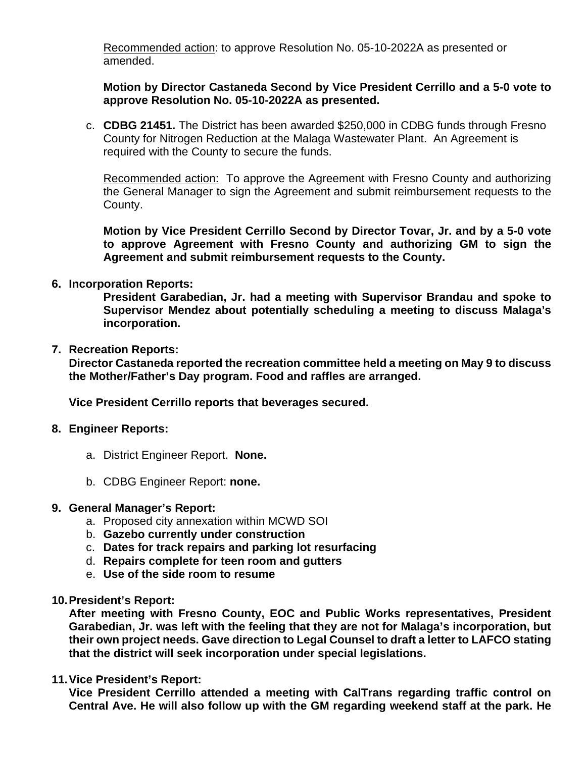Recommended action: to approve Resolution No. 05-10-2022A as presented or amended.

**Motion by Director Castaneda Second by Vice President Cerrillo and a 5-0 vote to approve Resolution No. 05-10-2022A as presented.**

c. **CDBG 21451.** The District has been awarded $250,000 in CDBG funds through Fresno County for Nitrogen Reduction at the Malaga Wastewater Plant. An Agreement is required with the County to secure the funds.

   Recommended action: To approve the Agreement with Fresno County and authorizing the General Manager to sign the Agreement and submit reimbursement requests to the County.

   **Motion by Vice President Cerrillo Second by Director Tovar, Jr. and by a 5-0 vote to approve Agreement with Fresno County and authorizing GM to sign the Agreement and submit reimbursement requests to the County.**

**6. Incorporation Reports:**

**President Garabedian, Jr. had a meeting with Supervisor Brandau and spoke to Supervisor Mendez about potentially scheduling a meeting to discuss Malaga's incorporation.**

**7. Recreation Reports:**

**Director Castaneda reported the recreation committee held a meeting on May 9 to discuss the Mother/Father's Day program. Food and raffles are arranged.**

**Vice President Cerrillo reports that beverages secured.**

**8. Engineer Reports:**

a. District Engineer Report. **None.**

b. CDBG Engineer Report: **none.**

**9. General Manager's Report:**

a. Proposed city annexation within MCWD SOI
b. **Gazebo currently under construction**
c. **Dates for track repairs and parking lot resurfacing**
d. **Repairs complete for teen room and gutters**
e. **Use of the side room to resume**

**10. President's Report:**

**After meeting with Fresno County, EOC and Public Works representatives, President Garabedian, Jr. was left with the feeling that they are not for Malaga's incorporation, but their own project needs. Gave direction to Legal Counsel to draft a letter to LAFCO stating that the district will seek incorporation under special legislations.**

**11. Vice President's Report:**

**Vice President Cerrillo attended a meeting with CalTrans regarding traffic control on Central Ave. He will also follow up with the GM regarding weekend staff at the park. He**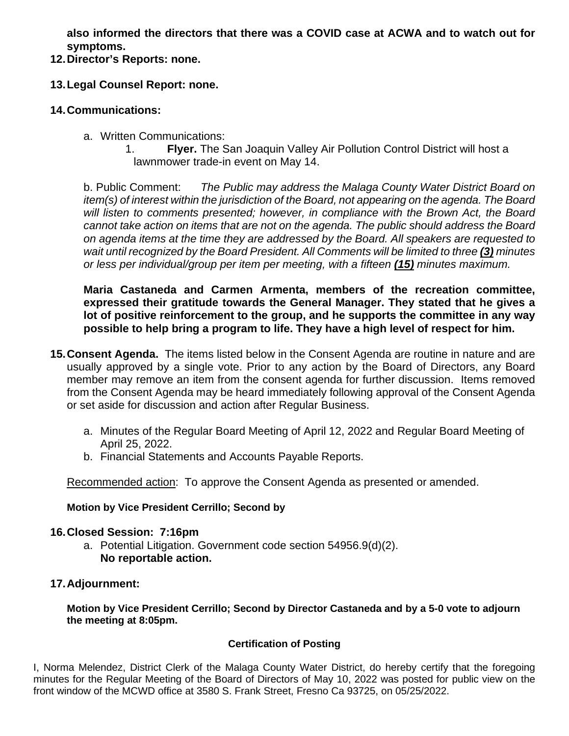**also informed the directors that there was a COVID case at ACWA and to watch out for symptoms.**

12. **Director's Reports: none.**

13. **Legal Counsel Report: none.**

14. **Communications:**

    a. Written Communications:

       1. **Flyer.** The San Joaquin Valley Air Pollution Control District will host a lawnmower trade-in event on May 14.

    b. Public Comment: *The Public may address the Malaga County Water District Board on item(s) of interest within the jurisdiction of the Board, not appearing on the agenda. The Board will listen to comments presented; however, in compliance with the Brown Act, the Board cannot take action on items that are not on the agenda. The public should address the Board on agenda items at the time they are addressed by the Board. All speakers are requested to wait until recognized by the Board President. All Comments will be limited to three* ***(3)*** *minutes or less per individual/group per item per meeting, with a fifteen* ***(15)*** *minutes maximum.*

    **Maria Castaneda and Carmen Armenta, members of the recreation committee, expressed their gratitude towards the General Manager. They stated that he gives a lot of positive reinforcement to the group, and he supports the committee in any way possible to help bring a program to life. They have a high level of respect for him.**

15. **Consent Agenda.** The items listed below in the Consent Agenda are routine in nature and are usually approved by a single vote. Prior to any action by the Board of Directors, any Board member may remove an item from the consent agenda for further discussion. Items removed from the Consent Agenda may be heard immediately following approval of the Consent Agenda or set aside for discussion and action after Regular Business.

    a. Minutes of the Regular Board Meeting of April 12, 2022 and Regular Board Meeting of April 25, 2022.
    b. Financial Statements and Accounts Payable Reports.

    Recommended action: To approve the Consent Agenda as presented or amended.

    **Motion by Vice President Cerrillo; Second by**

16. **Closed Session: 7:16pm**

    a. Potential Litigation. Government code section 54956.9(d)(2).
       **No reportable action.**

17. **Adjournment:**

    **Motion by Vice President Cerrillo; Second by Director Castaneda and by a 5-0 vote to adjourn the meeting at 8:05pm.**

**Certification of Posting**

I, Norma Melendez, District Clerk of the Malaga County Water District, do hereby certify that the foregoing minutes for the Regular Meeting of the Board of Directors of May 10, 2022 was posted for public view on the front window of the MCWD office at 3580 S. Frank Street, Fresno Ca 93725, on 05/25/2022.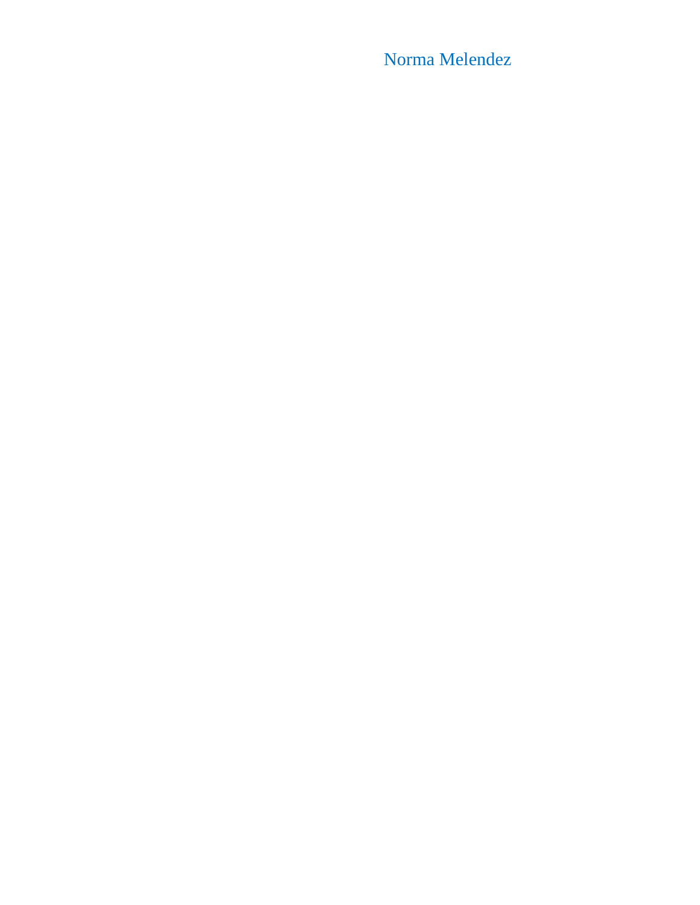Norma Melendez